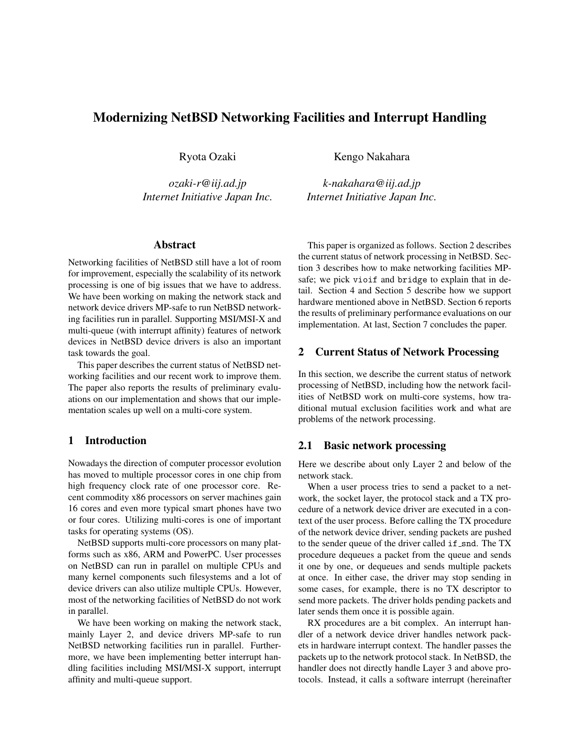# Modernizing NetBSD Networking Facilities and Interrupt Handling

Ryota Ozaki

*ozaki-r@iij.ad.jp*
*Internet Initiative Japan Inc.*

Kengo Nakahara

*k-nakahara@iij.ad.jp*
*Internet Initiative Japan Inc.*

## Abstract

Networking facilities of NetBSD still have a lot of room for improvement, especially the scalability of its network processing is one of big issues that we have to address. We have been working on making the network stack and network device drivers MP-safe to run NetBSD networking facilities run in parallel. Supporting MSI/MSI-X and multi-queue (with interrupt affinity) features of network devices in NetBSD device drivers is also an important task towards the goal.

This paper describes the current status of NetBSD networking facilities and our recent work to improve them. The paper also reports the results of preliminary evaluations on our implementation and shows that our implementation scales up well on a multi-core system.

## 1 Introduction

Nowadays the direction of computer processor evolution has moved to multiple processor cores in one chip from high frequency clock rate of one processor core. Recent commodity x86 processors on server machines gain 16 cores and even more typical smart phones have two or four cores. Utilizing multi-cores is one of important tasks for operating systems (OS).

NetBSD supports multi-core processors on many platforms such as x86, ARM and PowerPC. User processes on NetBSD can run in parallel on multiple CPUs and many kernel components such filesystems and a lot of device drivers can also utilize multiple CPUs. However, most of the networking facilities of NetBSD do not work in parallel.

We have been working on making the network stack, mainly Layer 2, and device drivers MP-safe to run NetBSD networking facilities run in parallel. Furthermore, we have been implementing better interrupt handling facilities including MSI/MSI-X support, interrupt affinity and multi-queue support.

This paper is organized as follows. Section 2 describes the current status of network processing in NetBSD. Section 3 describes how to make networking facilities MP-safe; we pick `vioif` and `bridge` to explain that in detail. Section 4 and Section 5 describe how we support hardware mentioned above in NetBSD. Section 6 reports the results of preliminary performance evaluations on our implementation. At last, Section 7 concludes the paper.

## 2 Current Status of Network Processing

In this section, we describe the current status of network processing of NetBSD, including how the network facilities of NetBSD work on multi-core systems, how traditional mutual exclusion facilities work and what are problems of the network processing.

### 2.1 Basic network processing

Here we describe about only Layer 2 and below of the network stack.

When a user process tries to send a packet to a network, the socket layer, the protocol stack and a TX procedure of a network device driver are executed in a context of the user process. Before calling the TX procedure of the network device driver, sending packets are pushed to the sender queue of the driver called `if_snd`. The TX procedure dequeues a packet from the queue and sends it one by one, or dequeues and sends multiple packets at once. In either case, the driver may stop sending in some cases, for example, there is no TX descriptor to send more packets. The driver holds pending packets and later sends them once it is possible again.

RX procedures are a bit complex. An interrupt handler of a network device driver handles network packets in hardware interrupt context. The handler passes the packets up to the network protocol stack. In NetBSD, the handler does not directly handle Layer 3 and above protocols. Instead, it calls a software interrupt (hereinafter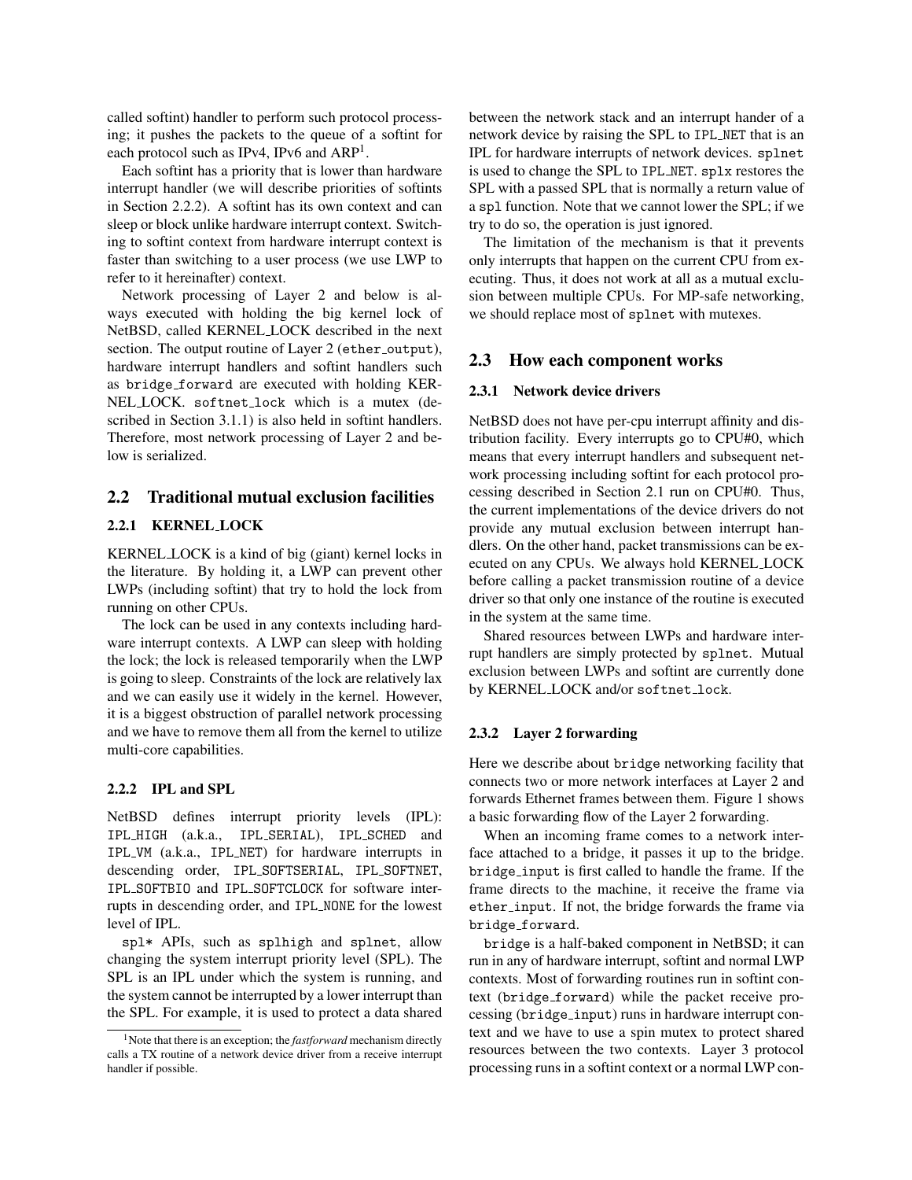called softint) handler to perform such protocol processing; it pushes the packets to the queue of a softint for each protocol such as IPv4, IPv6 and ARP[1].

Each softint has a priority that is lower than hardware interrupt handler (we will describe priorities of softints in Section 2.2.2). A softint has its own context and can sleep or block unlike hardware interrupt context. Switching to softint context from hardware interrupt context is faster than switching to a user process (we use LWP to refer to it hereinafter) context.

Network processing of Layer 2 and below is always executed with holding the big kernel lock of NetBSD, called KERNEL_LOCK described in the next section. The output routine of Layer 2 (`ether_output`), hardware interrupt handlers and softint handlers such as `bridge_forward` are executed with holding KERNEL_LOCK. `softnet_lock` which is a mutex (described in Section 3.1.1) is also held in softint handlers. Therefore, most network processing of Layer 2 and below is serialized.

## 2.2 Traditional mutual exclusion facilities

### 2.2.1 KERNEL_LOCK

KERNEL_LOCK is a kind of big (giant) kernel locks in the literature. By holding it, a LWP can prevent other LWPs (including softint) that try to hold the lock from running on other CPUs.

The lock can be used in any contexts including hardware interrupt contexts. A LWP can sleep with holding the lock; the lock is released temporarily when the LWP is going to sleep. Constraints of the lock are relatively lax and we can easily use it widely in the kernel. However, it is a biggest obstruction of parallel network processing and we have to remove them all from the kernel to utilize multi-core capabilities.

### 2.2.2 IPL and SPL

NetBSD defines interrupt priority levels (IPL): `IPL_HIGH` (a.k.a., `IPL_SERIAL`), `IPL_SCHED` and `IPL_VM` (a.k.a., `IPL_NET`) for hardware interrupts in descending order, `IPL_SOFTSERIAL`, `IPL_SOFTNET`, `IPL_SOFTBIO` and `IPL_SOFTCLOCK` for software interrupts in descending order, and `IPL_NONE` for the lowest level of IPL.

`spl*` APIs, such as `splhigh` and `splnet`, allow changing the system interrupt priority level (SPL). The SPL is an IPL under which the system is running, and the system cannot be interrupted by a lower interrupt than the SPL. For example, it is used to protect a data shared between the network stack and an interrupt hander of a network device by raising the SPL to `IPL_NET` that is an IPL for hardware interrupts of network devices. `splnet` is used to change the SPL to `IPL_NET`. `splx` restores the SPL with a passed SPL that is normally a return value of a `spl` function. Note that we cannot lower the SPL; if we try to do so, the operation is just ignored.

The limitation of the mechanism is that it prevents only interrupts that happen on the current CPU from executing. Thus, it does not work at all as a mutual exclusion between multiple CPUs. For MP-safe networking, we should replace most of `splnet` with mutexes.

## 2.3 How each component works

### 2.3.1 Network device drivers

NetBSD does not have per-cpu interrupt affinity and distribution facility. Every interrupts go to CPU#0, which means that every interrupt handlers and subsequent network processing including softint for each protocol processing described in Section 2.1 run on CPU#0. Thus, the current implementations of the device drivers do not provide any mutual exclusion between interrupt handlers. On the other hand, packet transmissions can be executed on any CPUs. We always hold KERNEL_LOCK before calling a packet transmission routine of a device driver so that only one instance of the routine is executed in the system at the same time.

Shared resources between LWPs and hardware interrupt handlers are simply protected by `splnet`. Mutual exclusion between LWPs and softint are currently done by KERNEL_LOCK and/or `softnet_lock`.

### 2.3.2 Layer 2 forwarding

Here we describe about `bridge` networking facility that connects two or more network interfaces at Layer 2 and forwards Ethernet frames between them. Figure 1 shows a basic forwarding flow of the Layer 2 forwarding.

When an incoming frame comes to a network interface attached to a bridge, it passes it up to the bridge. `bridge_input` is first called to handle the frame. If the frame directs to the machine, it receive the frame via `ether_input`. If not, the bridge forwards the frame via `bridge_forward`.

`bridge` is a half-baked component in NetBSD; it can run in any of hardware interrupt, softint and normal LWP contexts. Most of forwarding routines run in softint context (`bridge_forward`) while the packet receive processing (`bridge_input`) runs in hardware interrupt context and we have to use a spin mutex to protect shared resources between the two contexts. Layer 3 protocol processing runs in a softint context or a normal LWP con-

[1] Note that there is an exception; the *fastforward* mechanism directly calls a TX routine of a network device driver from a receive interrupt handler if possible.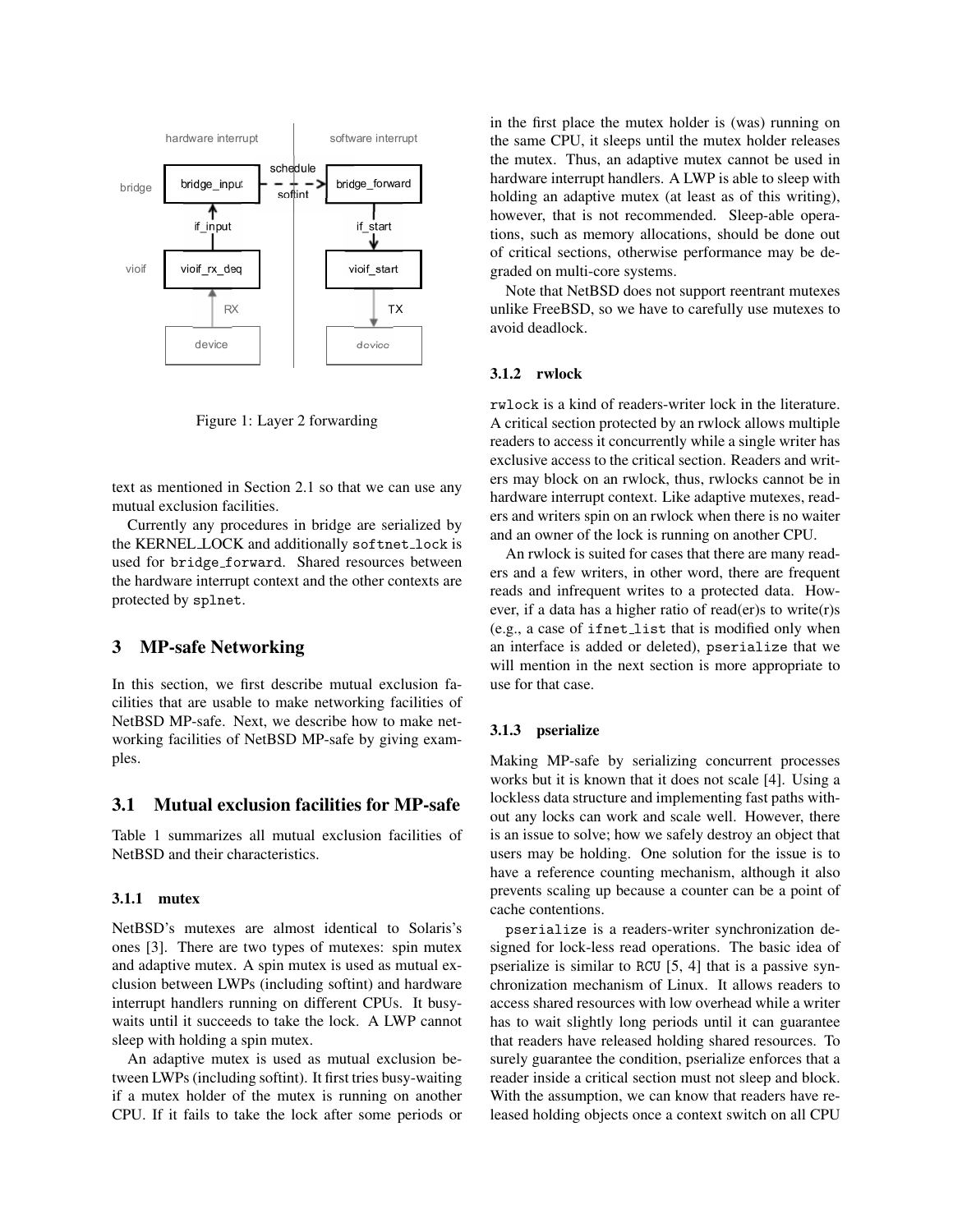Figure 1: Layer 2 forwarding

text as mentioned in Section 2.1 so that we can use any mutual exclusion facilities.

Currently any procedures in bridge are serialized by the KERNEL_LOCK and additionally softnet_lock is used for bridge_forward. Shared resources between the hardware interrupt context and the other contexts are protected by splnet.

## 3 MP-safe Networking

In this section, we first describe mutual exclusion facilities that are usable to make networking facilities of NetBSD MP-safe. Next, we describe how to make networking facilities of NetBSD MP-safe by giving examples.

### 3.1 Mutual exclusion facilities for MP-safe

Table 1 summarizes all mutual exclusion facilities of NetBSD and their characteristics.

#### 3.1.1 mutex

NetBSD's mutexes are almost identical to Solaris's ones [3]. There are two types of mutexes: spin mutex and adaptive mutex. A spin mutex is used as mutual exclusion between LWPs (including softint) and hardware interrupt handlers running on different CPUs. It busy-waits until it succeeds to take the lock. A LWP cannot sleep with holding a spin mutex.

An adaptive mutex is used as mutual exclusion between LWPs (including softint). It first tries busy-waiting if a mutex holder of the mutex is running on another CPU. If it fails to take the lock after some periods or in the first place the mutex holder is (was) running on the same CPU, it sleeps until the mutex holder releases the mutex. Thus, an adaptive mutex cannot be used in hardware interrupt handlers. A LWP is able to sleep with holding an adaptive mutex (at least as of this writing), however, that is not recommended. Sleep-able operations, such as memory allocations, should be done out of critical sections, otherwise performance may be degraded on multi-core systems.

Note that NetBSD does not support reentrant mutexes unlike FreeBSD, so we have to carefully use mutexes to avoid deadlock.

#### 3.1.2 rwlock

rwlock is a kind of readers-writer lock in the literature. A critical section protected by an rwlock allows multiple readers to access it concurrently while a single writer has exclusive access to the critical section. Readers and writers may block on an rwlock, thus, rwlocks cannot be in hardware interrupt context. Like adaptive mutexes, readers and writers spin on an rwlock when there is no waiter and an owner of the lock is running on another CPU.

An rwlock is suited for cases that there are many readers and a few writers, in other word, there are frequent reads and infrequent writes to a protected data. However, if a data has a higher ratio of read(er)s to write(r)s (e.g., a case of ifnet_list that is modified only when an interface is added or deleted), pserialize that we will mention in the next section is more appropriate to use for that case.

#### 3.1.3 pserialize

Making MP-safe by serializing concurrent processes works but it is known that it does not scale [4]. Using a lockless data structure and implementing fast paths without any locks can work and scale well. However, there is an issue to solve; how we safely destroy an object that users may be holding. One solution for the issue is to have a reference counting mechanism, although it also prevents scaling up because a counter can be a point of cache contentions.

pserialize is a readers-writer synchronization designed for lock-less read operations. The basic idea of pserialize is similar to RCU [5, 4] that is a passive synchronization mechanism of Linux. It allows readers to access shared resources with low overhead while a writer has to wait slightly long periods until it can guarantee that readers have released holding shared resources. To surely guarantee the condition, pserialize enforces that a reader inside a critical section must not sleep and block. With the assumption, we can know that readers have released holding objects once a context switch on all CPU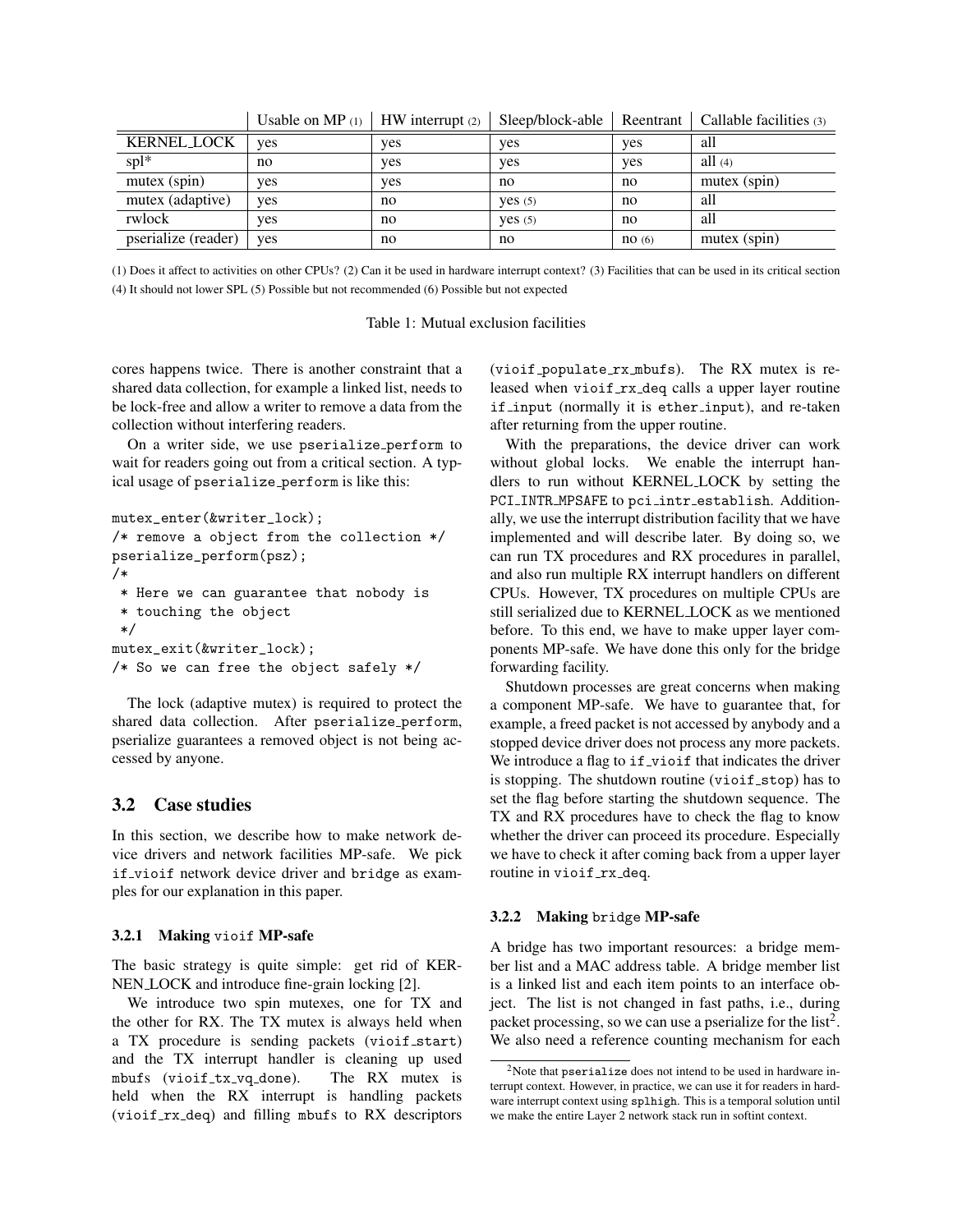| | Usable on MP (1) | HW interrupt (2) | Sleep/block-able | Reentrant | Callable facilities (3) |
|---|---|---|---|---|---|
| KERNEL_LOCK | yes | yes | yes | yes | all |
| spl* | no | yes | yes | yes | all (4) |
| mutex (spin) | yes | yes | no | no | mutex (spin) |
| mutex (adaptive) | yes | no | yes (5) | no | all |
| rwlock | yes | no | yes (5) | no | all |
| pserialize (reader) | yes | no | no | no (6) | mutex (spin) |

(1) Does it affect to activities on other CPUs? (2) Can it be used in hardware interrupt context? (3) Facilities that can be used in its critical section
(4) It should not lower SPL (5) Possible but not recommended (6) Possible but not expected

Table 1: Mutual exclusion facilities

cores happens twice. There is another constraint that a shared data collection, for example a linked list, needs to be lock-free and allow a writer to remove a data from the collection without interfering readers.

On a writer side, we use `pserialize_perform` to wait for readers going out from a critical section. A typical usage of `pserialize_perform` is like this:

```
mutex_enter(&writer_lock);
/* remove a object from the collection */
pserialize_perform(psz);
/*
 * Here we can guarantee that nobody is
 * touching the object
 */
mutex_exit(&writer_lock);
/* So we can free the object safely */
```

The lock (adaptive mutex) is required to protect the shared data collection. After `pserialize_perform`, pserialize guarantees a removed object is not being accessed by anyone.

### 3.2 Case studies

In this section, we describe how to make network device drivers and network facilities MP-safe. We pick `if_vioif` network device driver and `bridge` as examples for our explanation in this paper.

#### 3.2.1 Making `vioif` MP-safe

The basic strategy is quite simple: get rid of KERNEN_LOCK and introduce fine-grain locking [2].

We introduce two spin mutexes, one for TX and the other for RX. The TX mutex is always held when a TX procedure is sending packets (`vioif_start`) and the TX interrupt handler is cleaning up used mbufs (`vioif_tx_vq_done`). The RX mutex is held when the RX interrupt is handling packets (`vioif_rx_deq`) and filling `mbuf`s to RX descriptors (`vioif_populate_rx_mbufs`). The RX mutex is released when `vioif_rx_deq` calls a upper layer routine `if_input` (normally it is `ether_input`), and re-taken after returning from the upper routine.

With the preparations, the device driver can work without global locks. We enable the interrupt handlers to run without KERNEL_LOCK by setting the PCI_INTR_MPSAFE to `pci_intr_establish`. Additionally, we use the interrupt distribution facility that we have implemented and will describe later. By doing so, we can run TX procedures and RX procedures in parallel, and also run multiple RX interrupt handlers on different CPUs. However, TX procedures on multiple CPUs are still serialized due to KERNEL_LOCK as we mentioned before. To this end, we have to make upper layer components MP-safe. We have done this only for the bridge forwarding facility.

Shutdown processes are great concerns when making a component MP-safe. We have to guarantee that, for example, a freed packet is not accessed by anybody and a stopped device driver does not process any more packets. We introduce a flag to `if_vioif` that indicates the driver is stopping. The shutdown routine (`vioif_stop`) has to set the flag before starting the shutdown sequence. The TX and RX procedures have to check the flag to know whether the driver can proceed its procedure. Especially we have to check it after coming back from a upper layer routine in `vioif_rx_deq`.

#### 3.2.2 Making `bridge` MP-safe

A bridge has two important resources: a bridge member list and a MAC address table. A bridge member list is a linked list and each item points to an interface object. The list is not changed in fast paths, i.e., during packet processing, so we can use a pserialize for the list[2]. We also need a reference counting mechanism for each

[2]Note that `pserialize` does not intend to be used in hardware interrupt context. However, in practice, we can use it for readers in hardware interrupt context using `splhigh`. This is a temporal solution until we make the entire Layer 2 network stack run in softint context.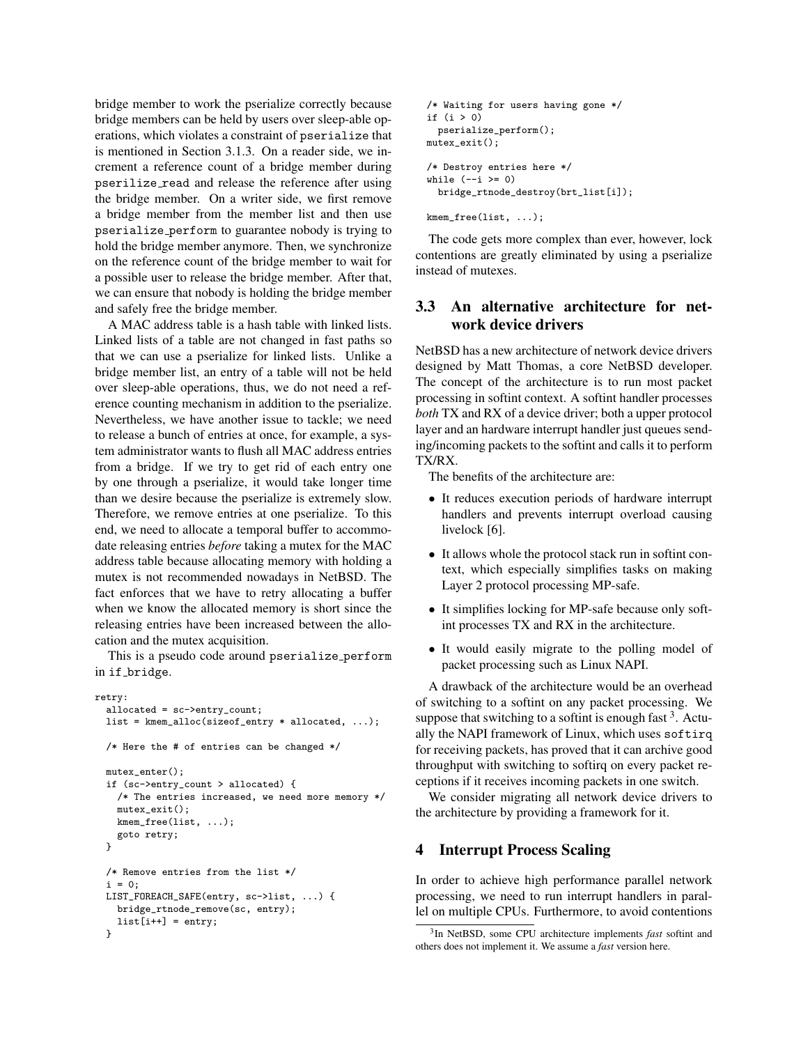bridge member to work the pserialize correctly because bridge members can be held by users over sleep-able operations, which violates a constraint of pserialize that is mentioned in Section 3.1.3. On a reader side, we increment a reference count of a bridge member during pserilize_read and release the reference after using the bridge member. On a writer side, we first remove a bridge member from the member list and then use pserialize_perform to guarantee nobody is trying to hold the bridge member anymore. Then, we synchronize on the reference count of the bridge member to wait for a possible user to release the bridge member. After that, we can ensure that nobody is holding the bridge member and safely free the bridge member.

A MAC address table is a hash table with linked lists. Linked lists of a table are not changed in fast paths so that we can use a pserialize for linked lists. Unlike a bridge member list, an entry of a table will not be held over sleep-able operations, thus, we do not need a reference counting mechanism in addition to the pserialize. Nevertheless, we have another issue to tackle; we need to release a bunch of entries at once, for example, a system administrator wants to flush all MAC address entries from a bridge. If we try to get rid of each entry one by one through a pserialize, it would take longer time than we desire because the pserialize is extremely slow. Therefore, we remove entries at one pserialize. To this end, we need to allocate a temporal buffer to accommodate releasing entries *before* taking a mutex for the MAC address table because allocating memory with holding a mutex is not recommended nowadays in NetBSD. The fact enforces that we have to retry allocating a buffer when we know the allocated memory is short since the releasing entries have been increased between the allocation and the mutex acquisition.

This is a pseudo code around pserialize_perform in if_bridge.

```
retry:
  allocated = sc->entry_count;
  list = kmem_alloc(sizeof_entry * allocated, ...);

  /* Here the # of entries can be changed */

  mutex_enter();
  if (sc->entry_count > allocated) {
    /* The entries increased, we need more memory */
    mutex_exit();
    kmem_free(list, ...);
    goto retry;
  }

  /* Remove entries from the list */
  i = 0;
  LIST_FOREACH_SAFE(entry, sc->list, ...) {
    bridge_rtnode_remove(sc, entry);
    list[i++] = entry;
  }

  /* Waiting for users having gone */
  if (i > 0)
    pserialize_perform();
  mutex_exit();

  /* Destroy entries here */
  while (--i >= 0)
    bridge_rtnode_destroy(brt_list[i]);

  kmem_free(list, ...);
```

The code gets more complex than ever, however, lock contentions are greatly eliminated by using a pserialize instead of mutexes.

## 3.3 An alternative architecture for network device drivers

NetBSD has a new architecture of network device drivers designed by Matt Thomas, a core NetBSD developer. The concept of the architecture is to run most packet processing in softint context. A softint handler processes *both* TX and RX of a device driver; both a upper protocol layer and an hardware interrupt handler just queues sending/incoming packets to the softint and calls it to perform TX/RX.

The benefits of the architecture are:

- It reduces execution periods of hardware interrupt handlers and prevents interrupt overload causing livelock [6].
- It allows whole the protocol stack run in softint context, which especially simplifies tasks on making Layer 2 protocol processing MP-safe.
- It simplifies locking for MP-safe because only softint processes TX and RX in the architecture.
- It would easily migrate to the polling model of packet processing such as Linux NAPI.

A drawback of the architecture would be an overhead of switching to a softint on any packet processing. We suppose that switching to a softint is enough fast [3]. Actually the NAPI framework of Linux, which uses softirq for receiving packets, has proved that it can archive good throughput with switching to softirq on every packet receptions if it receives incoming packets in one switch.

We consider migrating all network device drivers to the architecture by providing a framework for it.

# 4 Interrupt Process Scaling

In order to achieve high performance parallel network processing, we need to run interrupt handlers in parallel on multiple CPUs. Furthermore, to avoid contentions

[3] In NetBSD, some CPU architecture implements *fast* softint and others does not implement it. We assume a *fast* version here.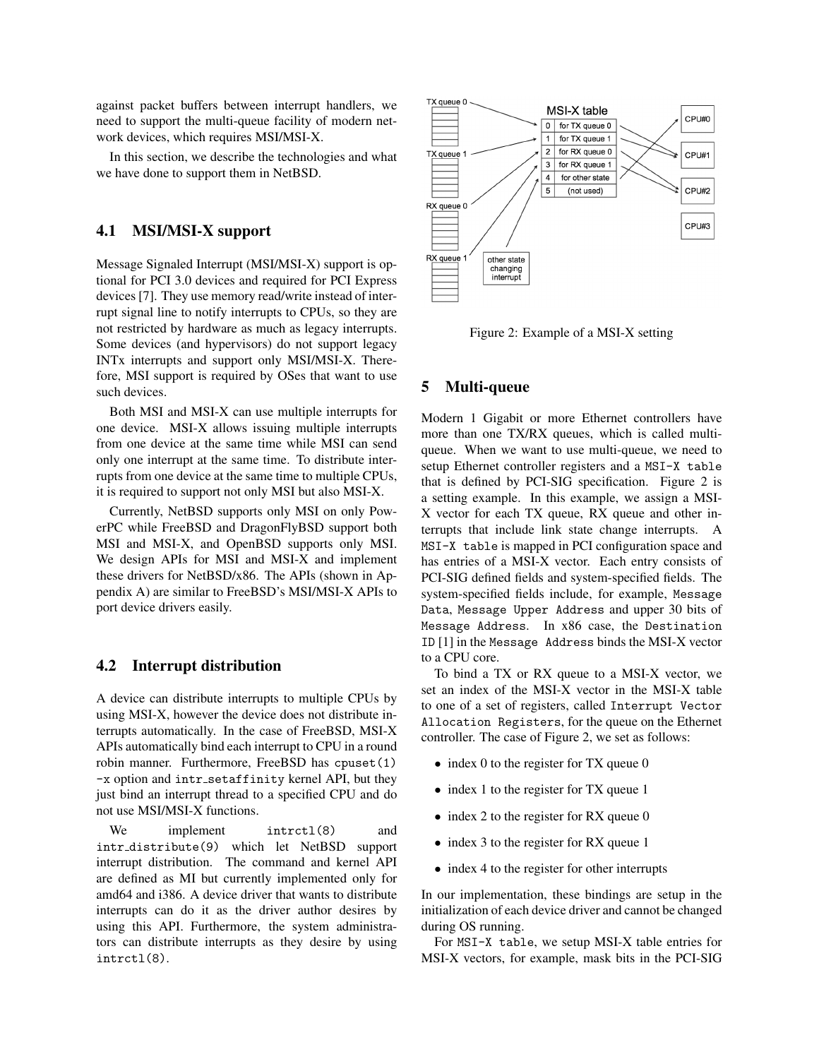against packet buffers between interrupt handlers, we need to support the multi-queue facility of modern network devices, which requires MSI/MSI-X.

In this section, we describe the technologies and what we have done to support them in NetBSD.

## 4.1 MSI/MSI-X support

Message Signaled Interrupt (MSI/MSI-X) support is optional for PCI 3.0 devices and required for PCI Express devices [7]. They use memory read/write instead of interrupt signal line to notify interrupts to CPUs, so they are not restricted by hardware as much as legacy interrupts. Some devices (and hypervisors) do not support legacy INTx interrupts and support only MSI/MSI-X. Therefore, MSI support is required by OSes that want to use such devices.

Both MSI and MSI-X can use multiple interrupts for one device. MSI-X allows issuing multiple interrupts from one device at the same time while MSI can send only one interrupt at the same time. To distribute interrupts from one device at the same time to multiple CPUs, it is required to support not only MSI but also MSI-X.

Currently, NetBSD supports only MSI on only PowerPC while FreeBSD and DragonFlyBSD support both MSI and MSI-X, and OpenBSD supports only MSI. We design APIs for MSI and MSI-X and implement these drivers for NetBSD/x86. The APIs (shown in Appendix A) are similar to FreeBSD's MSI/MSI-X APIs to port device drivers easily.

## 4.2 Interrupt distribution

A device can distribute interrupts to multiple CPUs by using MSI-X, however the device does not distribute interrupts automatically. In the case of FreeBSD, MSI-X APIs automatically bind each interrupt to CPU in a round robin manner. Furthermore, FreeBSD has `cpuset(1) -x` option and `intr_setaffinity` kernel API, but they just bind an interrupt thread to a specified CPU and do not use MSI/MSI-X functions.

We implement `intrctl(8)` and `intr_distribute(9)` which let NetBSD support interrupt distribution. The command and kernel API are defined as MI but currently implemented only for amd64 and i386. A device driver that wants to distribute interrupts can do it as the driver author desires by using this API. Furthermore, the system administrators can distribute interrupts as they desire by using `intrctl(8)`.

Figure 2: Example of a MSI-X setting

# 5 Multi-queue

Modern 1 Gigabit or more Ethernet controllers have more than one TX/RX queues, which is called multi-queue. When we want to use multi-queue, we need to setup Ethernet controller registers and a `MSI-X table` that is defined by PCI-SIG specification. Figure 2 is a setting example. In this example, we assign a MSI-X vector for each TX queue, RX queue and other interrupts that include link state change interrupts. A `MSI-X table` is mapped in PCI configuration space and has entries of a MSI-X vector. Each entry consists of PCI-SIG defined fields and system-specified fields. The system-specified fields include, for example, `Message Data`, `Message Upper Address` and upper 30 bits of `Message Address`. In x86 case, the `Destination ID` [1] in the `Message Address` binds the MSI-X vector to a CPU core.

To bind a TX or RX queue to a MSI-X vector, we set an index of the MSI-X vector in the MSI-X table to one of a set of registers, called `Interrupt Vector Allocation Registers`, for the queue on the Ethernet controller. The case of Figure 2, we set as follows:

- index 0 to the register for TX queue 0
- index 1 to the register for TX queue 1
- index 2 to the register for RX queue 0
- index 3 to the register for RX queue 1
- index 4 to the register for other interrupts

In our implementation, these bindings are setup in the initialization of each device driver and cannot be changed during OS running.

For `MSI-X table`, we setup MSI-X table entries for MSI-X vectors, for example, mask bits in the PCI-SIG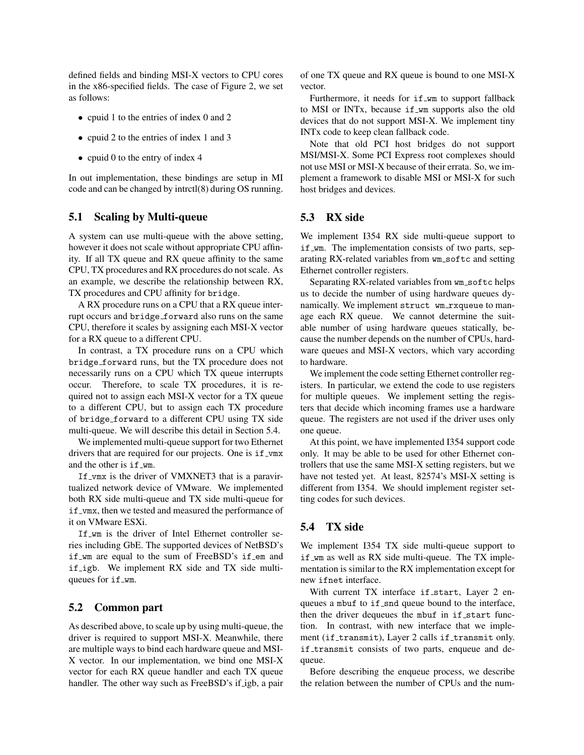defined fields and binding MSI-X vectors to CPU cores in the x86-specified fields. The case of Figure 2, we set as follows:

- cpuid 1 to the entries of index 0 and 2
- cpuid 2 to the entries of index 1 and 3
- cpuid 0 to the entry of index 4

In out implementation, these bindings are setup in MI code and can be changed by intrctl(8) during OS running.

## 5.1 Scaling by Multi-queue

A system can use multi-queue with the above setting, however it does not scale without appropriate CPU affinity. If all TX queue and RX queue affinity to the same CPU, TX procedures and RX procedures do not scale. As an example, we describe the relationship between RX, TX procedures and CPU affinity for `bridge`.

A RX procedure runs on a CPU that a RX queue interrupt occurs and `bridge_forward` also runs on the same CPU, therefore it scales by assigning each MSI-X vector for a RX queue to a different CPU.

In contrast, a TX procedure runs on a CPU which `bridge_forward` runs, but the TX procedure does not necessarily runs on a CPU which TX queue interrupts occur. Therefore, to scale TX procedures, it is required not to assign each MSI-X vector for a TX queue to a different CPU, but to assign each TX procedure of `bridge_forward` to a different CPU using TX side multi-queue. We will describe this detail in Section 5.4.

We implemented multi-queue support for two Ethernet drivers that are required for our projects. One is `if_vmx` and the other is `if_wm`.

`If_vmx` is the driver of VMXNET3 that is a paravirtualized network device of VMware. We implemented both RX side multi-queue and TX side multi-queue for `if_vmx`, then we tested and measured the performance of it on VMware ESXi.

`If_wm` is the driver of Intel Ethernet controller series including GbE. The supported devices of NetBSD's `if_wm` are equal to the sum of FreeBSD's `if_em` and `if_igb`. We implement RX side and TX side multi-queues for `if_wm`.

## 5.2 Common part

As described above, to scale up by using multi-queue, the driver is required to support MSI-X. Meanwhile, there are multiple ways to bind each hardware queue and MSI-X vector. In our implementation, we bind one MSI-X vector for each RX queue handler and each TX queue handler. The other way such as FreeBSD's if_igb, a pair of one TX queue and RX queue is bound to one MSI-X vector.

Furthermore, it needs for `if_wm` to support fallback to MSI or INTx, because `if_wm` supports also the old devices that do not support MSI-X. We implement tiny INTx code to keep clean fallback code.

Note that old PCI host bridges do not support MSI/MSI-X. Some PCI Express root complexes should not use MSI or MSI-X because of their errata. So, we implement a framework to disable MSI or MSI-X for such host bridges and devices.

## 5.3 RX side

We implement I354 RX side multi-queue support to `if_wm`. The implementation consists of two parts, separating RX-related variables from `wm_softc` and setting Ethernet controller registers.

Separating RX-related variables from `wm_softc` helps us to decide the number of using hardware queues dynamically. We implement `struct wm_rxqueue` to manage each RX queue. We cannot determine the suitable number of using hardware queues statically, because the number depends on the number of CPUs, hardware queues and MSI-X vectors, which vary according to hardware.

We implement the code setting Ethernet controller registers. In particular, we extend the code to use registers for multiple queues. We implement setting the registers that decide which incoming frames use a hardware queue. The registers are not used if the driver uses only one queue.

At this point, we have implemented I354 support code only. It may be able to be used for other Ethernet controllers that use the same MSI-X setting registers, but we have not tested yet. At least, 82574's MSI-X setting is different from I354. We should implement register setting codes for such devices.

## 5.4 TX side

We implement I354 TX side multi-queue support to `if_wm` as well as RX side multi-queue. The TX implementation is similar to the RX implementation except for new `ifnet` interface.

With current TX interface `if_start`, Layer 2 enqueues a `mbuf` to `if_snd` queue bound to the interface, then the driver dequeues the `mbuf` in `if_start` function. In contrast, with new interface that we implement (`if_transmit`), Layer 2 calls `if_transmit` only. `if_transmit` consists of two parts, enqueue and dequeue.

Before describing the enqueue process, we describe the relation between the number of CPUs and the num-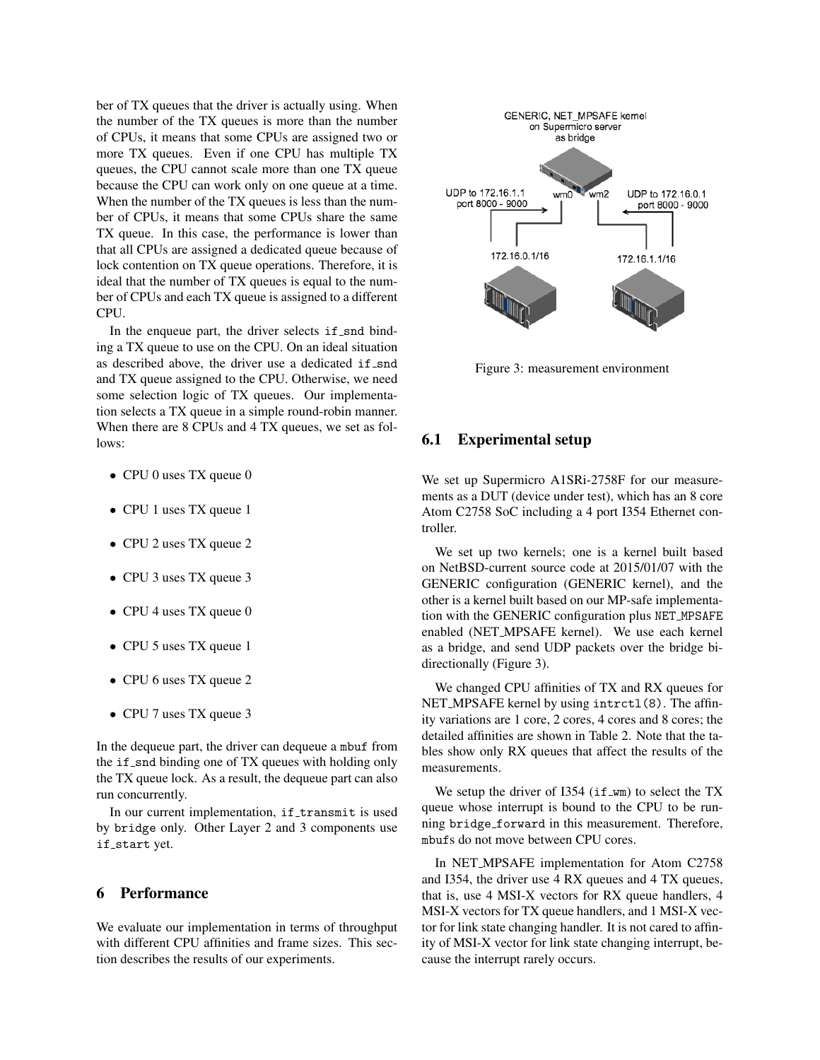ber of TX queues that the driver is actually using. When the number of the TX queues is more than the number of CPUs, it means that some CPUs are assigned two or more TX queues. Even if one CPU has multiple TX queues, the CPU cannot scale more than one TX queue because the CPU can work only on one queue at a time. When the number of the TX queues is less than the number of CPUs, it means that some CPUs share the same TX queue. In this case, the performance is lower than that all CPUs are assigned a dedicated queue because of lock contention on TX queue operations. Therefore, it is ideal that the number of TX queues is equal to the number of CPUs and each TX queue is assigned to a different CPU.

In the enqueue part, the driver selects `if_snd` binding a TX queue to use on the CPU. On an ideal situation as described above, the driver use a dedicated `if_snd` and TX queue assigned to the CPU. Otherwise, we need some selection logic of TX queues. Our implementation selects a TX queue in a simple round-robin manner. When there are 8 CPUs and 4 TX queues, we set as follows:

- CPU 0 uses TX queue 0
- CPU 1 uses TX queue 1
- CPU 2 uses TX queue 2
- CPU 3 uses TX queue 3
- CPU 4 uses TX queue 0
- CPU 5 uses TX queue 1
- CPU 6 uses TX queue 2
- CPU 7 uses TX queue 3

In the dequeue part, the driver can dequeue a `mbuf` from the `if_snd` binding one of TX queues with holding only the TX queue lock. As a result, the dequeue part can also run concurrently.

In our current implementation, `if_transmit` is used by `bridge` only. Other Layer 2 and 3 components use `if_start` yet.

# 6 Performance

We evaluate our implementation in terms of throughput with different CPU affinities and frame sizes. This section describes the results of our experiments.

Figure 3: measurement environment

## 6.1 Experimental setup

We set up Supermicro A1SRi-2758F for our measurements as a DUT (device under test), which has an 8 core Atom C2758 SoC including a 4 port I354 Ethernet controller.

We set up two kernels; one is a kernel built based on NetBSD-current source code at 2015/01/07 with the GENERIC configuration (GENERIC kernel), and the other is a kernel built based on our MP-safe implementation with the GENERIC configuration plus `NET_MPSAFE` enabled (NET_MPSAFE kernel). We use each kernel as a bridge, and send UDP packets over the bridge bidirectionally (Figure 3).

We changed CPU affinities of TX and RX queues for NET_MPSAFE kernel by using `intrctl(8)`. The affinity variations are 1 core, 2 cores, 4 cores and 8 cores; the detailed affinities are shown in Table 2. Note that the tables show only RX queues that affect the results of the measurements.

We setup the driver of I354 (`if_wm`) to select the TX queue whose interrupt is bound to the CPU to be running `bridge_forward` in this measurement. Therefore, `mbuf`s do not move between CPU cores.

In NET_MPSAFE implementation for Atom C2758 and I354, the driver use 4 RX queues and 4 TX queues, that is, use 4 MSI-X vectors for RX queue handlers, 4 MSI-X vectors for TX queue handlers, and 1 MSI-X vector for link state changing handler. It is not cared to affinity of MSI-X vector for link state changing interrupt, because the interrupt rarely occurs.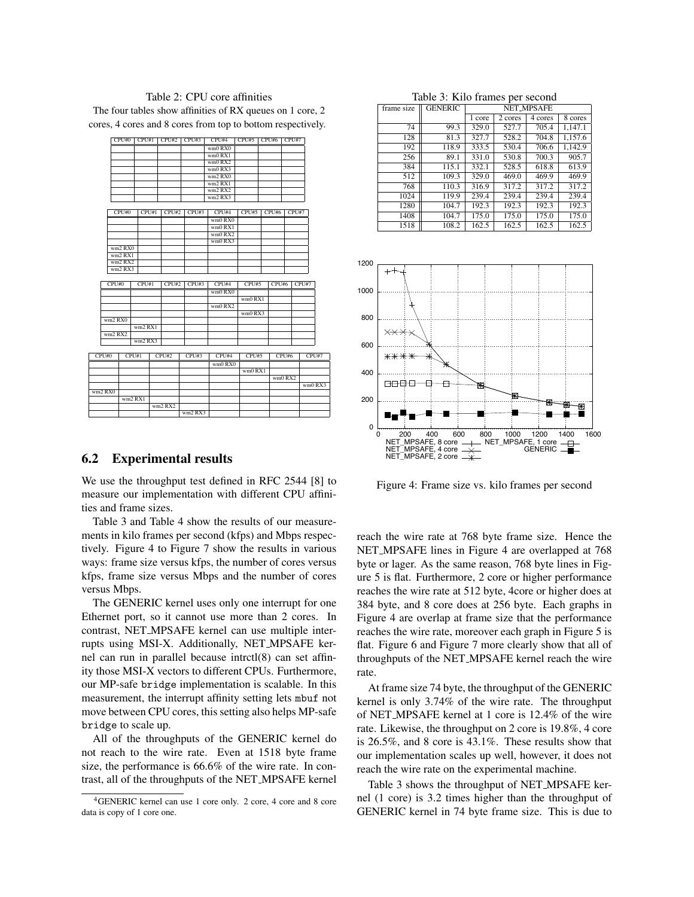Table 2: CPU core affinities

The four tables show affinities of RX queues on 1 core, 2 cores, 4 cores and 8 cores from top to bottom respectively.

| CPU#0 | CPU#1 | CPU#2 | CPU#3 | CPU#4 | CPU#5 | CPU#6 | CPU#7 |
|---|---|---|---|---|---|---|---|
| | | | | wm0 RX0 | | | |
| | | | | wm0 RX1 | | | |
| | | | | wm0 RX2 | | | |
| | | | | wm0 RX3 | | | |
| | | | | wm2 RX0 | | | |
| | | | | wm2 RX1 | | | |
| | | | | wm2 RX2 | | | |
| | | | | wm2 RX3 | | | |

| CPU#0 | CPU#1 | CPU#2 | CPU#3 | CPU#4 | CPU#5 | CPU#6 | CPU#7 |
|---|---|---|---|---|---|---|---|
| | | | | wm0 RX0 | | | |
| | | | | wm0 RX1 | | | |
| | | | | wm0 RX2 | | | |
| | | | | wm0 RX3 | | | |
| wm2 RX0 | | | | | | | |
| wm2 RX1 | | | | | | | |
| wm2 RX2 | | | | | | | |
| wm2 RX3 | | | | | | | |

| CPU#0 | CPU#1 | CPU#2 | CPU#3 | CPU#4 | CPU#5 | CPU#6 | CPU#7 |
|---|---|---|---|---|---|---|---|
| | | | | wm0 RX0 | | | |
| | | | | | wm0 RX1 | | |
| | | | | wm0 RX2 | | | |
| | | | | | wm0 RX3 | | |
| wm2 RX0 | | | | | | | |
| | wm2 RX1 | | | | | | |
| wm2 RX2 | | | | | | | |
| | wm2 RX3 | | | | | | |

| CPU#0 | CPU#1 | CPU#2 | CPU#3 | CPU#4 | CPU#5 | CPU#6 | CPU#7 |
|---|---|---|---|---|---|---|---|
| | | | | wm0 RX0 | | | |
| | | | | | wm0 RX1 | | |
| | | | | | | wm0 RX2 | |
| | | | | | | | wm0 RX3 |
| wm2 RX0 | | | | | | | |
| | wm2 RX1 | | | | | | |
| | | wm2 RX2 | | | | | |
| | | | wm2 RX3 | | | | |

## 6.2 Experimental results

We use the throughput test defined in RFC 2544 [8] to measure our implementation with different CPU affinities and frame sizes.

Table 3 and Table 4 show the results of our measurements in kilo frames per second (kfps) and Mbps respectively. Figure 4 to Figure 7 show the results in various ways: frame size versus kfps, the number of cores versus kfps, frame size versus Mbps and the number of cores versus Mbps.

The GENERIC kernel uses only one interrupt for one Ethernet port, so it cannot use more than 2 cores. In contrast, NET_MPSAFE kernel can use multiple interrupts using MSI-X. Additionally, NET_MPSAFE kernel can run in parallel because intrctl(8) can set affinity those MSI-X vectors to different CPUs. Furthermore, our MP-safe bridge implementation is scalable. In this measurement, the interrupt affinity setting lets mbuf not move between CPU cores, this setting also helps MP-safe bridge to scale up.

All of the throughputs of the GENERIC kernel do not reach to the wire rate. Even at 1518 byte frame size, the performance is 66.6% of the wire rate. In contrast, all of the throughputs of the NET_MPSAFE kernel

Table 3: Kilo frames per second

| frame size | GENERIC | NET_MPSAFE | | | |
|---|---|---|---|---|---|
| | | 1 core | 2 cores | 4 cores | 8 cores |
| 74 | 99.3 | 329.0 | 527.7 | 705.4 | 1,147.1 |
| 128 | 81.3 | 327.7 | 528.2 | 704.8 | 1,157.6 |
| 192 | 118.9 | 333.5 | 530.4 | 706.6 | 1,142.9 |
| 256 | 89.1 | 331.0 | 530.8 | 700.3 | 905.7 |
| 384 | 115.1 | 332.1 | 528.5 | 618.8 | 613.9 |
| 512 | 109.3 | 329.0 | 469.0 | 469.9 | 469.9 |
| 768 | 110.3 | 316.9 | 317.2 | 317.2 | 317.2 |
| 1024 | 119.9 | 239.4 | 239.4 | 239.4 | 239.4 |
| 1280 | 104.7 | 192.3 | 192.3 | 192.3 | 192.3 |
| 1408 | 104.7 | 175.0 | 175.0 | 175.0 | 175.0 |
| 1518 | 108.2 | 162.5 | 162.5 | 162.5 | 162.5 |

Figure 4: Frame size vs. kilo frames per second

reach the wire rate at 768 byte frame size. Hence the NET_MPSAFE lines in Figure 4 are overlapped at 768 byte or lager. As the same reason, 768 byte lines in Figure 5 is flat. Furthermore, 2 core or higher performance reaches the wire rate at 512 byte, 4core or higher does at 384 byte, and 8 core does at 256 byte. Each graphs in Figure 4 are overlap at frame size that the performance reaches the wire rate, moreover each graph in Figure 5 is flat. Figure 6 and Figure 7 more clearly show that all of throughputs of the NET_MPSAFE kernel reach the wire rate.

At frame size 74 byte, the throughput of the GENERIC kernel is only 3.74% of the wire rate. The throughput of NET_MPSAFE kernel at 1 core is 12.4% of the wire rate. Likewise, the throughput on 2 core is 19.8%, 4 core is 26.5%, and 8 core is 43.1%. These results show that our implementation scales up well, however, it does not reach the wire rate on the experimental machine.

Table 3 shows the throughput of NET_MPSAFE kernel (1 core) is 3.2 times higher than the throughput of GENERIC kernel in 74 byte frame size. This is due to

[4] GENERIC kernel can use 1 core only. 2 core, 4 core and 8 core data is copy of 1 core one.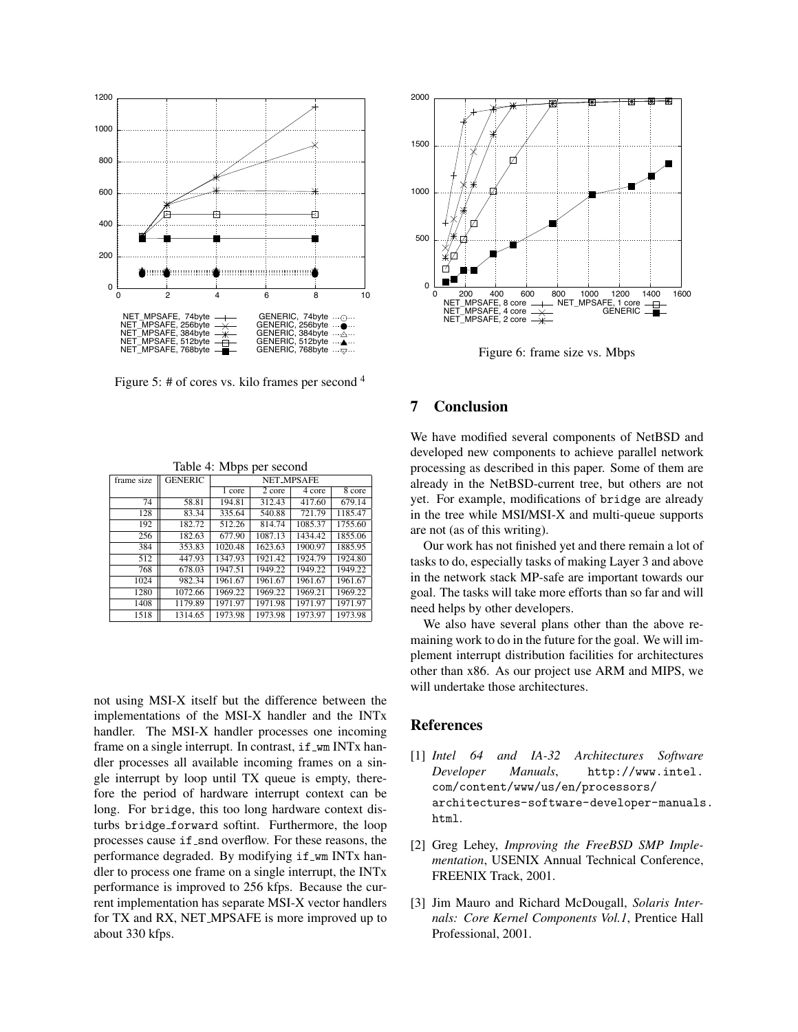Figure 5: # of cores vs. kilo frames per second [4]

Figure 6: frame size vs. Mbps

Table 4: Mbps per second

| frame size | GENERIC | NET_MPSAFE | | | |
|---|---|---|---|---|---|
| | | 1 core | 2 core | 4 core | 8 core |
| 74 | 58.81 | 194.81 | 312.43 | 417.60 | 679.14 |
| 128 | 83.34 | 335.64 | 540.88 | 721.79 | 1185.47 |
| 192 | 182.72 | 512.26 | 814.74 | 1085.37 | 1755.60 |
| 256 | 182.63 | 677.90 | 1087.13 | 1434.42 | 1855.06 |
| 384 | 353.83 | 1020.48 | 1623.63 | 1900.97 | 1885.95 |
| 512 | 447.93 | 1347.93 | 1921.42 | 1924.79 | 1924.80 |
| 768 | 678.03 | 1947.51 | 1949.22 | 1949.22 | 1949.22 |
| 1024 | 982.34 | 1961.67 | 1961.67 | 1961.67 | 1961.67 |
| 1280 | 1072.66 | 1969.22 | 1969.22 | 1969.21 | 1969.22 |
| 1408 | 1179.89 | 1971.97 | 1971.98 | 1971.97 | 1971.97 |
| 1518 | 1314.65 | 1973.98 | 1973.98 | 1973.97 | 1973.98 |

not using MSI-X itself but the difference between the implementations of the MSI-X handler and the INTx handler. The MSI-X handler processes one incoming frame on a single interrupt. In contrast, if_wm INTx handler processes all available incoming frames on a single interrupt by loop until TX queue is empty, therefore the period of hardware interrupt context can be long. For bridge, this too long hardware context disturbs bridge_forward softint. Furthermore, the loop processes cause if_snd overflow. For these reasons, the performance degraded. By modifying if_wm INTx handler to process one frame on a single interrupt, the INTx performance is improved to 256 kfps. Because the current implementation has separate MSI-X vector handlers for TX and RX, NET_MPSAFE is more improved up to about 330 kfps.

## 7 Conclusion

We have modified several components of NetBSD and developed new components to achieve parallel network processing as described in this paper. Some of them are already in the NetBSD-current tree, but others are not yet. For example, modifications of bridge are already in the tree while MSI/MSI-X and multi-queue supports are not (as of this writing).

Our work has not finished yet and there remain a lot of tasks to do, especially tasks of making Layer 3 and above in the network stack MP-safe are important towards our goal. The tasks will take more efforts than so far and will need helps by other developers.

We also have several plans other than the above remaining work to do in the future for the goal. We will implement interrupt distribution facilities for architectures other than x86. As our project use ARM and MIPS, we will undertake those architectures.

## References

[1] *Intel 64 and IA-32 Architectures Software Developer Manuals*, http://www.intel.com/content/www/us/en/processors/architectures-software-developer-manuals.html.

[2] Greg Lehey, *Improving the FreeBSD SMP Implementation*, USENIX Annual Technical Conference, FREENIX Track, 2001.

[3] Jim Mauro and Richard McDougall, *Solaris Internals: Core Kernel Components Vol.1*, Prentice Hall Professional, 2001.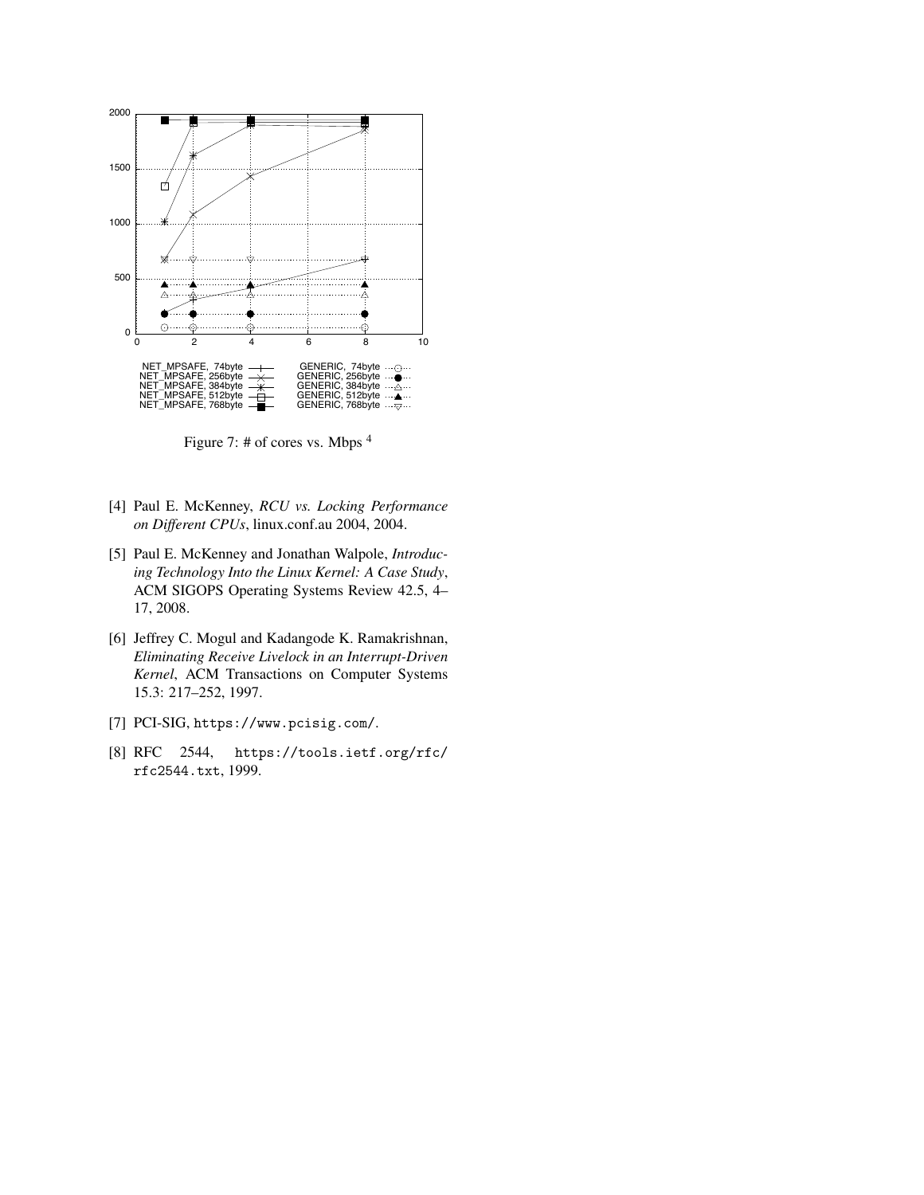Figure 7: # of cores vs. Mbps [4]

[4] Paul E. McKenney, *RCU vs. Locking Performance on Different CPUs*, linux.conf.au 2004, 2004.

[5] Paul E. McKenney and Jonathan Walpole, *Introducing Technology Into the Linux Kernel: A Case Study*, ACM SIGOPS Operating Systems Review 42.5, 4–17, 2008.

[6] Jeffrey C. Mogul and Kadangode K. Ramakrishnan, *Eliminating Receive Livelock in an Interrupt-Driven Kernel*, ACM Transactions on Computer Systems 15.3: 217–252, 1997.

[7] PCI-SIG, `https://www.pcisig.com/`.

[8] RFC 2544, `https://tools.ietf.org/rfc/rfc2544.txt`, 1999.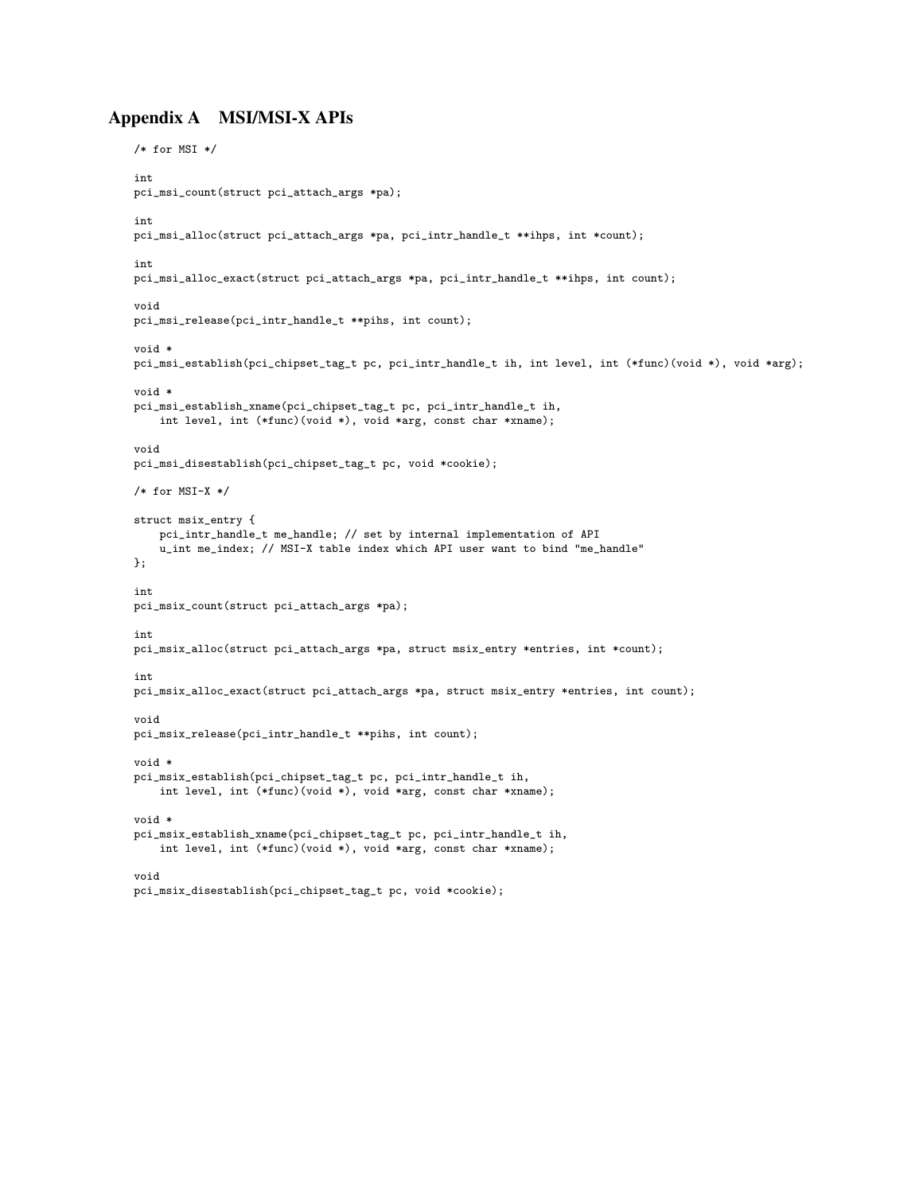## Appendix A MSI/MSI-X APIs

```
/* for MSI */

int
pci_msi_count(struct pci_attach_args *pa);

int
pci_msi_alloc(struct pci_attach_args *pa, pci_intr_handle_t **ihps, int *count);

int
pci_msi_alloc_exact(struct pci_attach_args *pa, pci_intr_handle_t **ihps, int count);

void
pci_msi_release(pci_intr_handle_t **pihs, int count);

void *
pci_msi_establish(pci_chipset_tag_t pc, pci_intr_handle_t ih, int level, int (*func)(void *), void *arg);

void *
pci_msi_establish_xname(pci_chipset_tag_t pc, pci_intr_handle_t ih,
    int level, int (*func)(void *), void *arg, const char *xname);

void
pci_msi_disestablish(pci_chipset_tag_t pc, void *cookie);

/* for MSI-X */

struct msix_entry {
    pci_intr_handle_t me_handle; // set by internal implementation of API
    u_int me_index; // MSI-X table index which API user want to bind "me_handle"
};

int
pci_msix_count(struct pci_attach_args *pa);

int
pci_msix_alloc(struct pci_attach_args *pa, struct msix_entry *entries, int *count);

int
pci_msix_alloc_exact(struct pci_attach_args *pa, struct msix_entry *entries, int count);

void
pci_msix_release(pci_intr_handle_t **pihs, int count);

void *
pci_msix_establish(pci_chipset_tag_t pc, pci_intr_handle_t ih,
    int level, int (*func)(void *), void *arg, const char *xname);

void *
pci_msix_establish_xname(pci_chipset_tag_t pc, pci_intr_handle_t ih,
    int level, int (*func)(void *), void *arg, const char *xname);

void
pci_msix_disestablish(pci_chipset_tag_t pc, void *cookie);
```